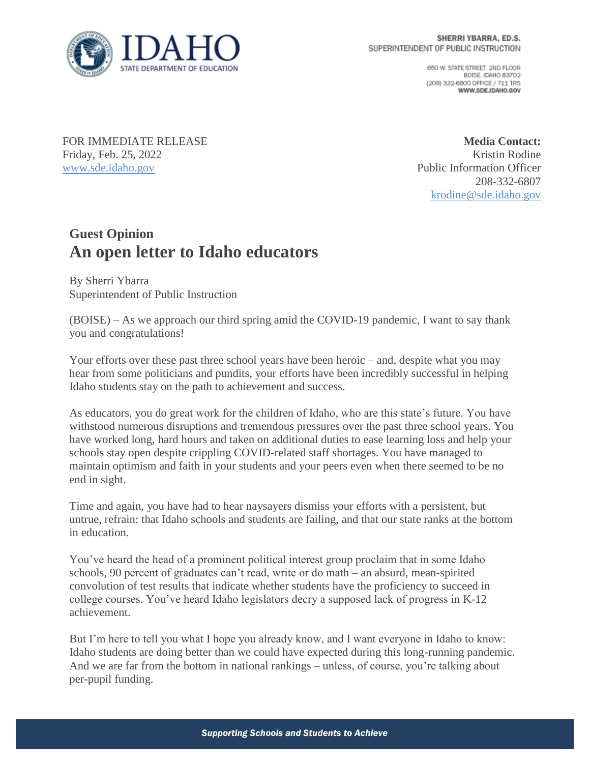**SHERRI YBARRA, ED.S.**
SUPERINTENDENT OF PUBLIC INSTRUCTION

650 W. STATE STREET, 2ND FLOOR
BOISE, IDAHO 83702
(208) 332-6800 OFFICE / 711 TRS
**WWW.SDE.IDAHO.GOV**

FOR IMMEDIATE RELEASE
Friday, Feb. 25, 2022
www.sde.idaho.gov

**Media Contact:**
Kristin Rodine
Public Information Officer
208-332-6807
krodine@sde.idaho.gov

## Guest Opinion

# An open letter to Idaho educators

By Sherri Ybarra
Superintendent of Public Instruction

(BOISE) – As we approach our third spring amid the COVID-19 pandemic, I want to say thank you and congratulations!

Your efforts over these past three school years have been heroic – and, despite what you may hear from some politicians and pundits, your efforts have been incredibly successful in helping Idaho students stay on the path to achievement and success.

As educators, you do great work for the children of Idaho, who are this state's future. You have withstood numerous disruptions and tremendous pressures over the past three school years. You have worked long, hard hours and taken on additional duties to ease learning loss and help your schools stay open despite crippling COVID-related staff shortages. You have managed to maintain optimism and faith in your students and your peers even when there seemed to be no end in sight.

Time and again, you have had to hear naysayers dismiss your efforts with a persistent, but untrue, refrain: that Idaho schools and students are failing, and that our state ranks at the bottom in education.

You've heard the head of a prominent political interest group proclaim that in some Idaho schools, 90 percent of graduates can't read, write or do math – an absurd, mean-spirited convolution of test results that indicate whether students have the proficiency to succeed in college courses. You've heard Idaho legislators decry a supposed lack of progress in K-12 achievement.

But I'm here to tell you what I hope you already know, and I want everyone in Idaho to know: Idaho students are doing better than we could have expected during this long-running pandemic. And we are far from the bottom in national rankings – unless, of course, you're talking about per-pupil funding.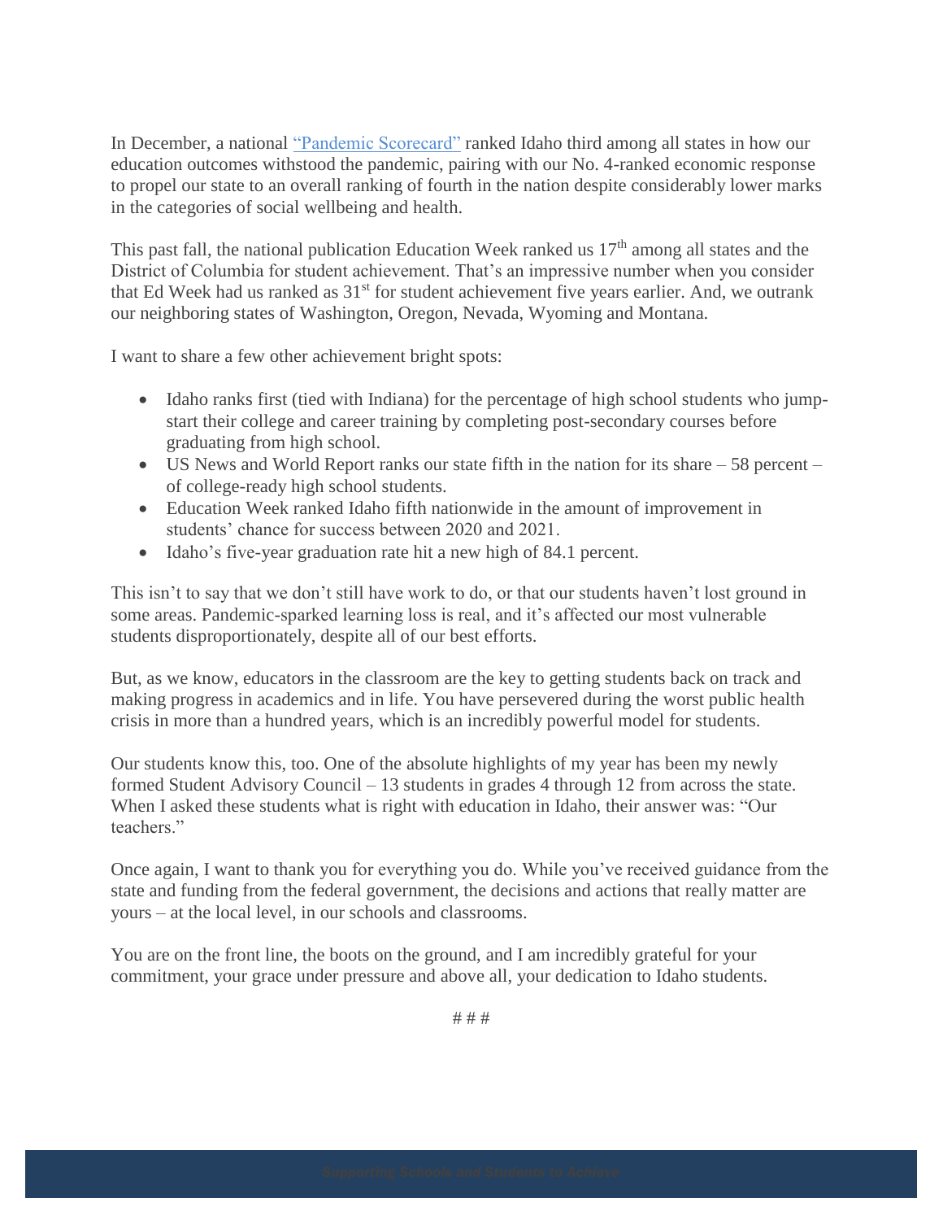In December, a national [“Pandemic Scorecard”](#) ranked Idaho third among all states in how our education outcomes withstood the pandemic, pairing with our No. 4-ranked economic response to propel our state to an overall ranking of fourth in the nation despite considerably lower marks in the categories of social wellbeing and health.

This past fall, the national publication Education Week ranked us 17th among all states and the District of Columbia for student achievement. That’s an impressive number when you consider that Ed Week had us ranked as 31st for student achievement five years earlier. And, we outrank our neighboring states of Washington, Oregon, Nevada, Wyoming and Montana.

I want to share a few other achievement bright spots:

- Idaho ranks first (tied with Indiana) for the percentage of high school students who jump-start their college and career training by completing post-secondary courses before graduating from high school.
- US News and World Report ranks our state fifth in the nation for its share – 58 percent – of college-ready high school students.
- Education Week ranked Idaho fifth nationwide in the amount of improvement in students’ chance for success between 2020 and 2021.
- Idaho’s five-year graduation rate hit a new high of 84.1 percent.

This isn’t to say that we don’t still have work to do, or that our students haven’t lost ground in some areas. Pandemic-sparked learning loss is real, and it’s affected our most vulnerable students disproportionately, despite all of our best efforts.

But, as we know, educators in the classroom are the key to getting students back on track and making progress in academics and in life. You have persevered during the worst public health crisis in more than a hundred years, which is an incredibly powerful model for students.

Our students know this, too. One of the absolute highlights of my year has been my newly formed Student Advisory Council – 13 students in grades 4 through 12 from across the state. When I asked these students what is right with education in Idaho, their answer was: “Our teachers.”

Once again, I want to thank you for everything you do. While you’ve received guidance from the state and funding from the federal government, the decisions and actions that really matter are yours – at the local level, in our schools and classrooms.

You are on the front line, the boots on the ground, and I am incredibly grateful for your commitment, your grace under pressure and above all, your dedication to Idaho students.

# # #